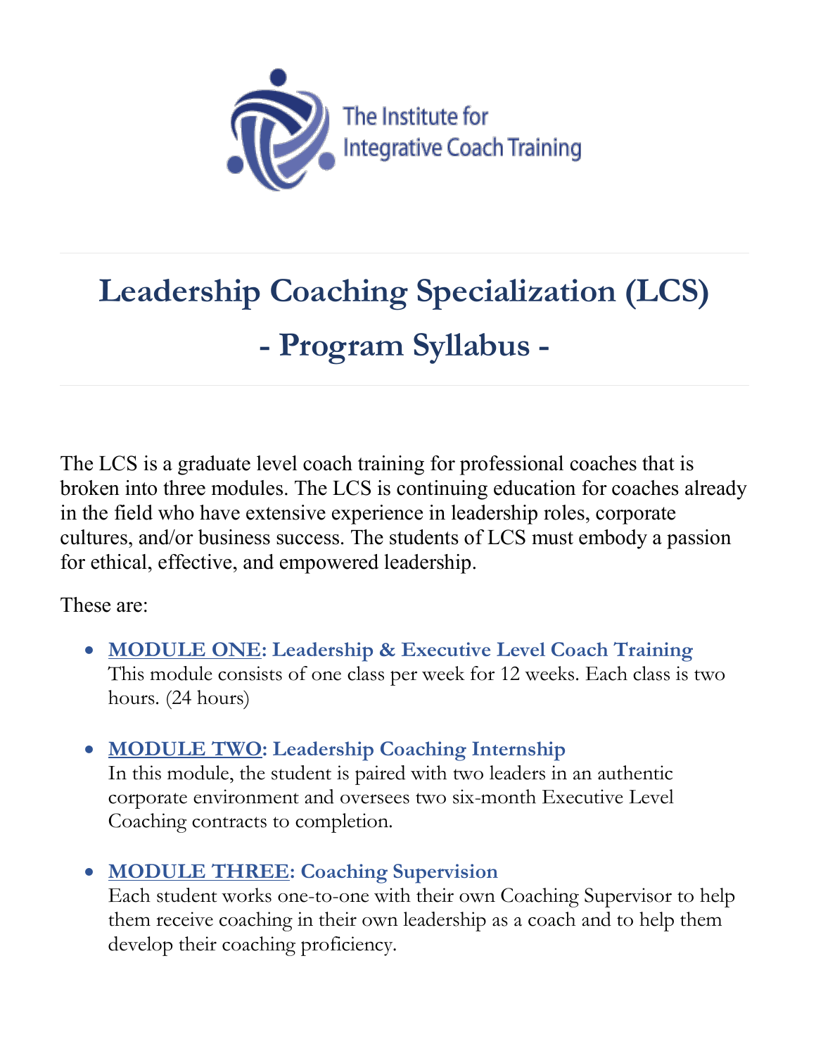The Institute for Integrative Coach Training

# Leadership Coaching Specialization (LCS)

# - Program Syllabus -

The LCS is a graduate level coach training for professional coaches that is broken into three modules. The LCS is continuing education for coaches already in the field who have extensive experience in leadership roles, corporate cultures, and/or business success. The students of LCS must embody a passion for ethical, effective, and empowered leadership.

These are:

- **MODULE ONE: Leadership & Executive Level Coach Training**
  This module consists of one class per week for 12 weeks. Each class is two hours. (24 hours)

- **MODULE TWO: Leadership Coaching Internship**
  In this module, the student is paired with two leaders in an authentic corporate environment and oversees two six-month Executive Level Coaching contracts to completion.

- **MODULE THREE: Coaching Supervision**
  Each student works one-to-one with their own Coaching Supervisor to help them receive coaching in their own leadership as a coach and to help them develop their coaching proficiency.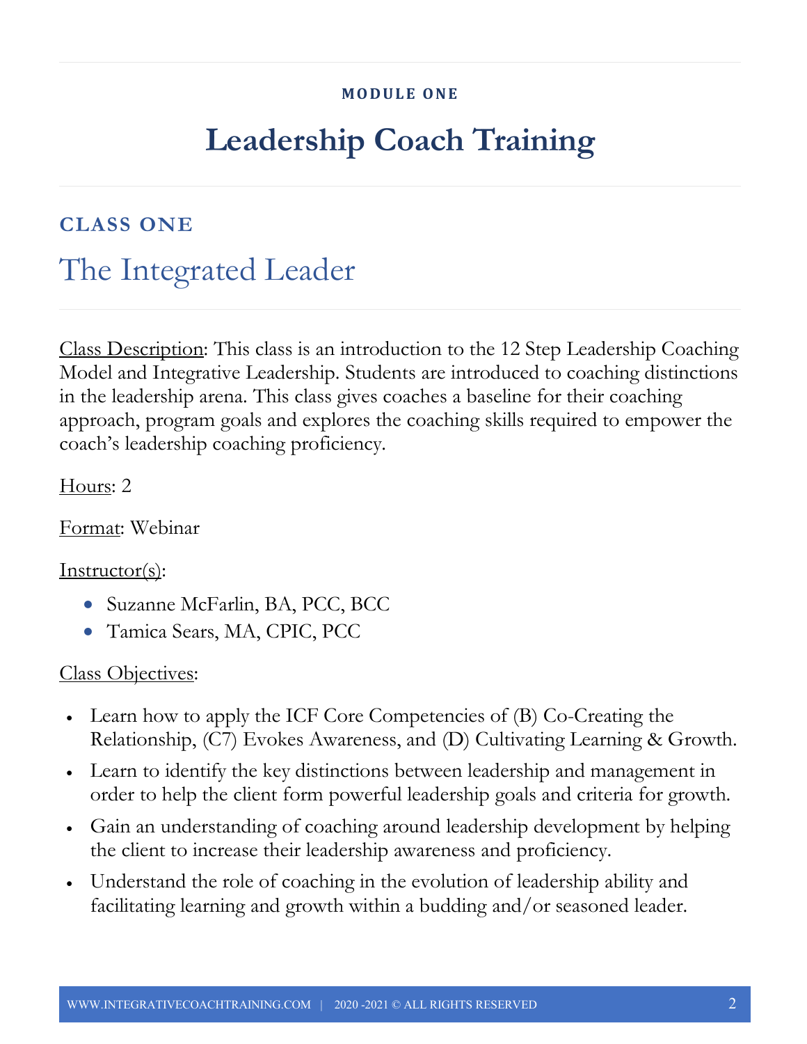MODULE ONE

# Leadership Coach Training

## CLASS ONE

## The Integrated Leader

Class Description: This class is an introduction to the 12 Step Leadership Coaching Model and Integrative Leadership. Students are introduced to coaching distinctions in the leadership arena. This class gives coaches a baseline for their coaching approach, program goals and explores the coaching skills required to empower the coach's leadership coaching proficiency.

Hours: 2

Format: Webinar

Instructor(s):

- Suzanne McFarlin, BA, PCC, BCC
- Tamica Sears, MA, CPIC, PCC

Class Objectives:

- Learn how to apply the ICF Core Competencies of (B) Co-Creating the Relationship, (C7) Evokes Awareness, and (D) Cultivating Learning & Growth.
- Learn to identify the key distinctions between leadership and management in order to help the client form powerful leadership goals and criteria for growth.
- Gain an understanding of coaching around leadership development by helping the client to increase their leadership awareness and proficiency.
- Understand the role of coaching in the evolution of leadership ability and facilitating learning and growth within a budding and/or seasoned leader.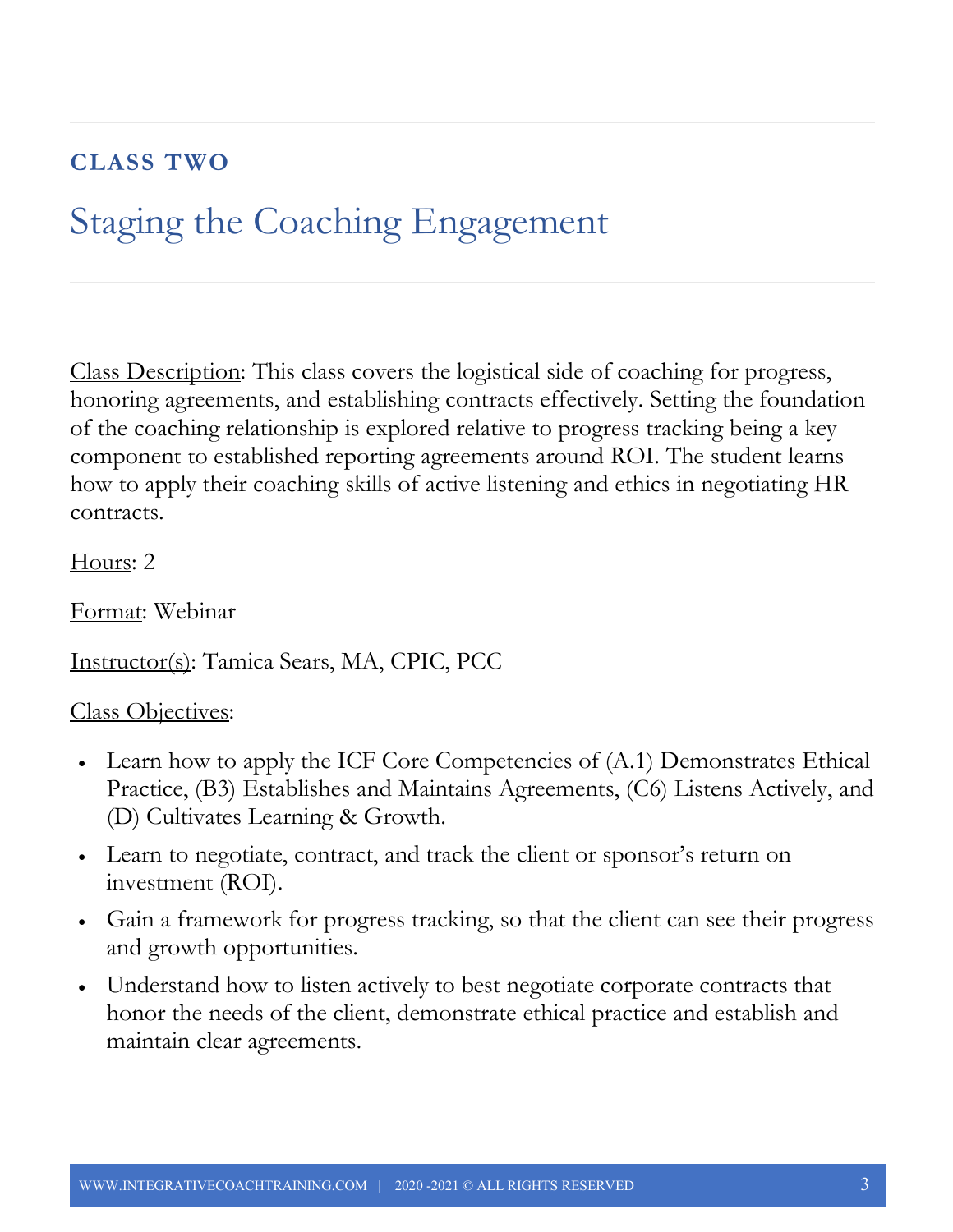## CLASS TWO

# Staging the Coaching Engagement

Class Description: This class covers the logistical side of coaching for progress, honoring agreements, and establishing contracts effectively. Setting the foundation of the coaching relationship is explored relative to progress tracking being a key component to established reporting agreements around ROI. The student learns how to apply their coaching skills of active listening and ethics in negotiating HR contracts.

Hours: 2

Format: Webinar

Instructor(s): Tamica Sears, MA, CPIC, PCC

Class Objectives:

- Learn how to apply the ICF Core Competencies of (A.1) Demonstrates Ethical Practice, (B3) Establishes and Maintains Agreements, (C6) Listens Actively, and (D) Cultivates Learning & Growth.
- Learn to negotiate, contract, and track the client or sponsor's return on investment (ROI).
- Gain a framework for progress tracking, so that the client can see their progress and growth opportunities.
- Understand how to listen actively to best negotiate corporate contracts that honor the needs of the client, demonstrate ethical practice and establish and maintain clear agreements.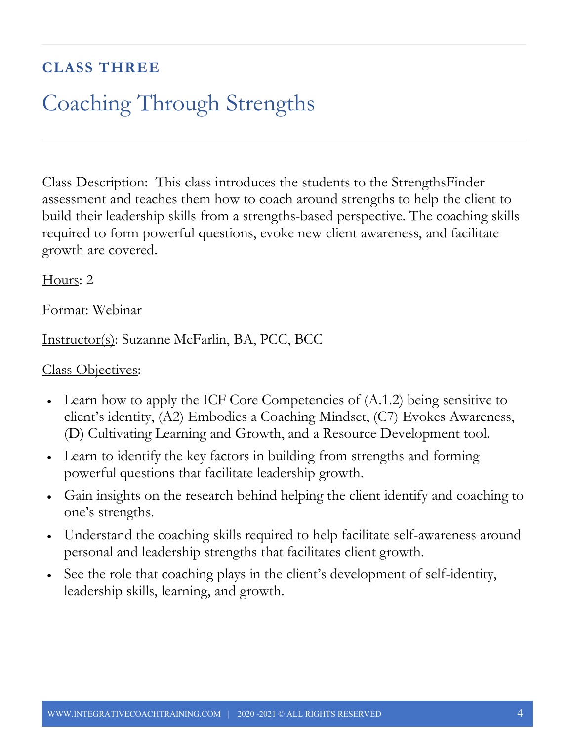## CLASS THREE

# Coaching Through Strengths

Class Description: This class introduces the students to the StrengthsFinder assessment and teaches them how to coach around strengths to help the client to build their leadership skills from a strengths-based perspective. The coaching skills required to form powerful questions, evoke new client awareness, and facilitate growth are covered.

Hours: 2

Format: Webinar

Instructor(s): Suzanne McFarlin, BA, PCC, BCC

Class Objectives:

- Learn how to apply the ICF Core Competencies of (A.1.2) being sensitive to client's identity, (A2) Embodies a Coaching Mindset, (C7) Evokes Awareness, (D) Cultivating Learning and Growth, and a Resource Development tool.
- Learn to identify the key factors in building from strengths and forming powerful questions that facilitate leadership growth.
- Gain insights on the research behind helping the client identify and coaching to one's strengths.
- Understand the coaching skills required to help facilitate self-awareness around personal and leadership strengths that facilitates client growth.
- See the role that coaching plays in the client's development of self-identity, leadership skills, learning, and growth.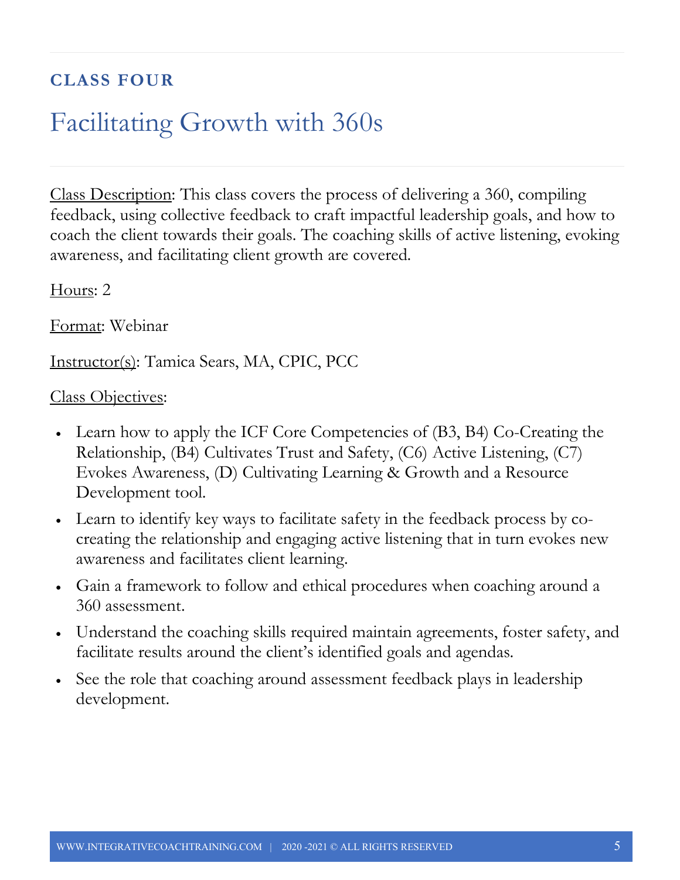**CLASS FOUR**

# Facilitating Growth with 360s

Class Description: This class covers the process of delivering a 360, compiling feedback, using collective feedback to craft impactful leadership goals, and how to coach the client towards their goals. The coaching skills of active listening, evoking awareness, and facilitating client growth are covered.

Hours: 2

Format: Webinar

Instructor(s): Tamica Sears, MA, CPIC, PCC

Class Objectives:

- Learn how to apply the ICF Core Competencies of (B3, B4) Co-Creating the Relationship, (B4) Cultivates Trust and Safety, (C6) Active Listening, (C7) Evokes Awareness, (D) Cultivating Learning & Growth and a Resource Development tool.
- Learn to identify key ways to facilitate safety in the feedback process by co-creating the relationship and engaging active listening that in turn evokes new awareness and facilitates client learning.
- Gain a framework to follow and ethical procedures when coaching around a 360 assessment.
- Understand the coaching skills required maintain agreements, foster safety, and facilitate results around the client's identified goals and agendas.
- See the role that coaching around assessment feedback plays in leadership development.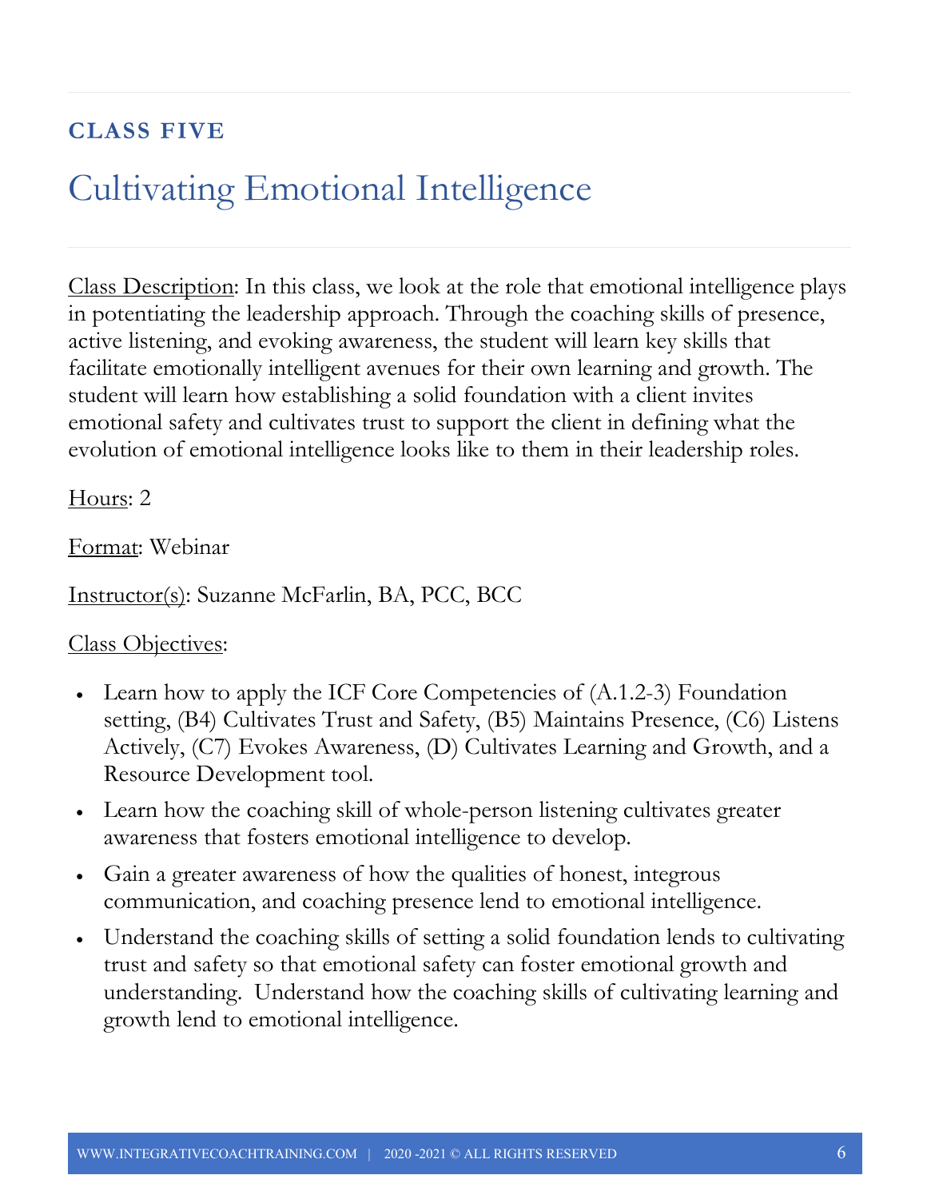## CLASS FIVE

# Cultivating Emotional Intelligence

Class Description: In this class, we look at the role that emotional intelligence plays in potentiating the leadership approach. Through the coaching skills of presence, active listening, and evoking awareness, the student will learn key skills that facilitate emotionally intelligent avenues for their own learning and growth. The student will learn how establishing a solid foundation with a client invites emotional safety and cultivates trust to support the client in defining what the evolution of emotional intelligence looks like to them in their leadership roles.

Hours: 2

Format: Webinar

Instructor(s): Suzanne McFarlin, BA, PCC, BCC

Class Objectives:

- Learn how to apply the ICF Core Competencies of (A.1.2-3) Foundation setting, (B4) Cultivates Trust and Safety, (B5) Maintains Presence, (C6) Listens Actively, (C7) Evokes Awareness, (D) Cultivates Learning and Growth, and a Resource Development tool.
- Learn how the coaching skill of whole-person listening cultivates greater awareness that fosters emotional intelligence to develop.
- Gain a greater awareness of how the qualities of honest, integrous communication, and coaching presence lend to emotional intelligence.
- Understand the coaching skills of setting a solid foundation lends to cultivating trust and safety so that emotional safety can foster emotional growth and understanding. Understand how the coaching skills of cultivating learning and growth lend to emotional intelligence.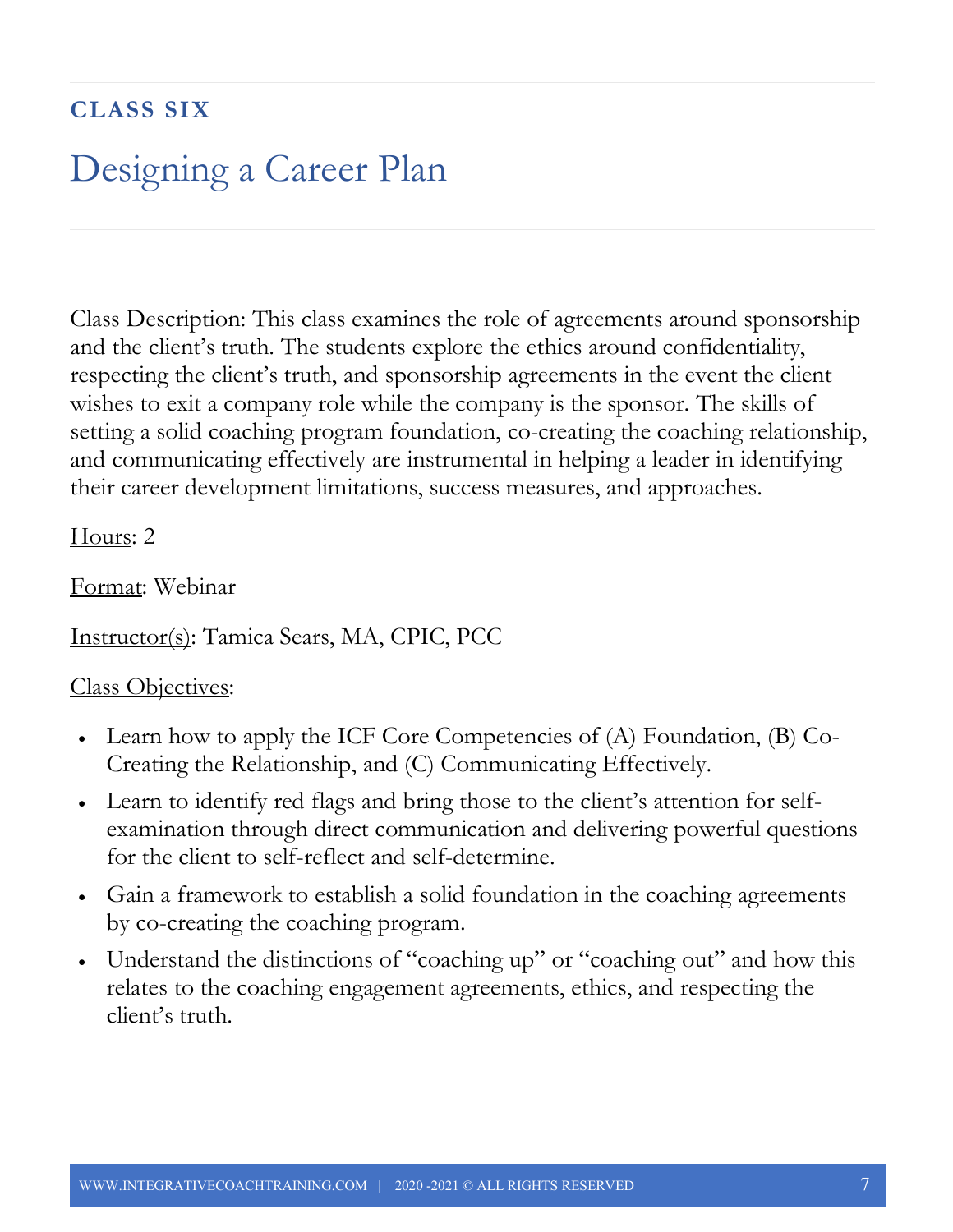**CLASS SIX**

# Designing a Career Plan

Class Description: This class examines the role of agreements around sponsorship and the client's truth. The students explore the ethics around confidentiality, respecting the client's truth, and sponsorship agreements in the event the client wishes to exit a company role while the company is the sponsor. The skills of setting a solid coaching program foundation, co-creating the coaching relationship, and communicating effectively are instrumental in helping a leader in identifying their career development limitations, success measures, and approaches.

Hours: 2

Format: Webinar

Instructor(s): Tamica Sears, MA, CPIC, PCC

Class Objectives:

- Learn how to apply the ICF Core Competencies of (A) Foundation, (B) Co-Creating the Relationship, and (C) Communicating Effectively.
- Learn to identify red flags and bring those to the client's attention for self-examination through direct communication and delivering powerful questions for the client to self-reflect and self-determine.
- Gain a framework to establish a solid foundation in the coaching agreements by co-creating the coaching program.
- Understand the distinctions of "coaching up" or "coaching out" and how this relates to the coaching engagement agreements, ethics, and respecting the client's truth.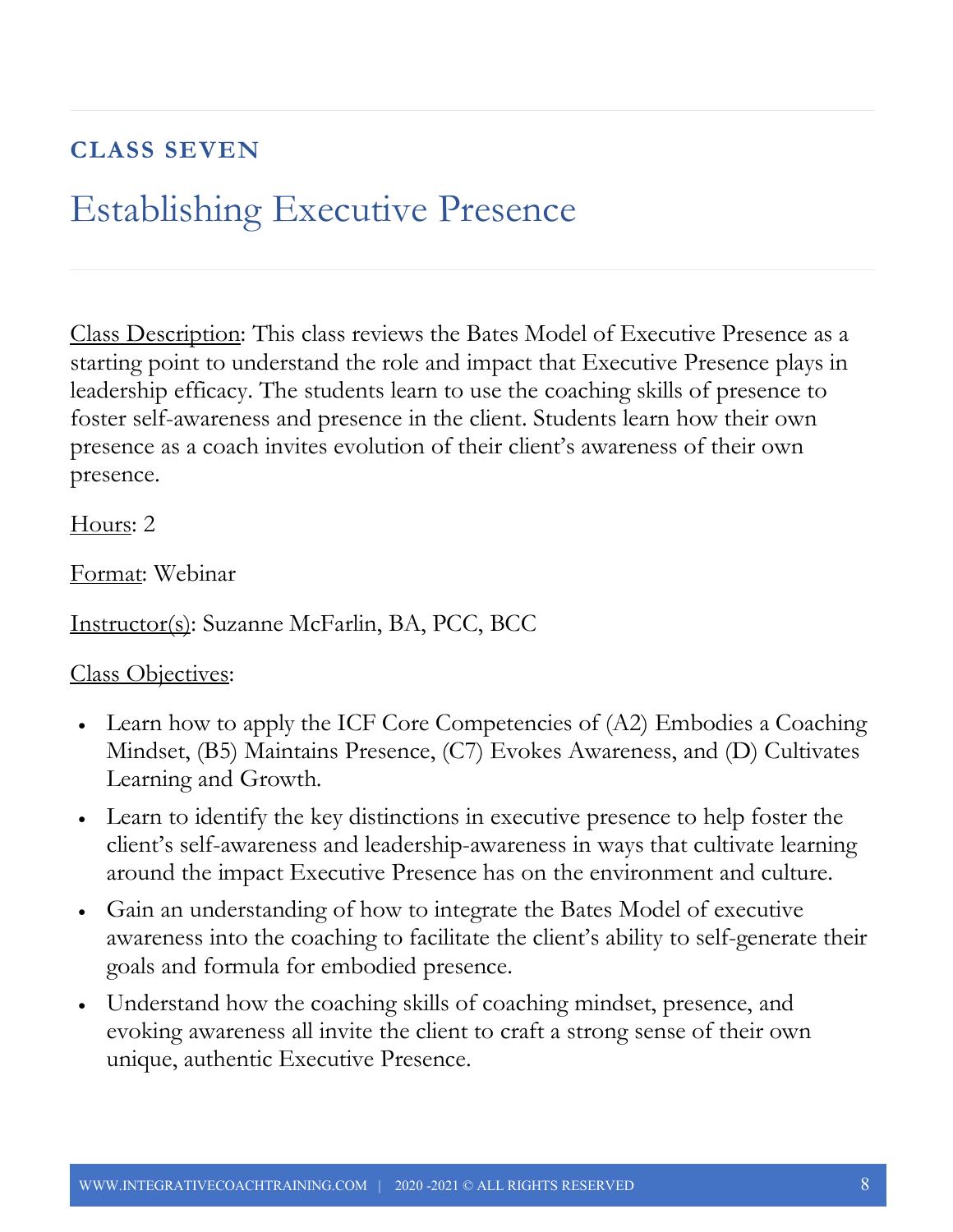### CLASS SEVEN

# Establishing Executive Presence

Class Description: This class reviews the Bates Model of Executive Presence as a starting point to understand the role and impact that Executive Presence plays in leadership efficacy. The students learn to use the coaching skills of presence to foster self-awareness and presence in the client. Students learn how their own presence as a coach invites evolution of their client's awareness of their own presence.

Hours: 2

Format: Webinar

Instructor(s): Suzanne McFarlin, BA, PCC, BCC

Class Objectives:

- Learn how to apply the ICF Core Competencies of (A2) Embodies a Coaching Mindset, (B5) Maintains Presence, (C7) Evokes Awareness, and (D) Cultivates Learning and Growth.
- Learn to identify the key distinctions in executive presence to help foster the client's self-awareness and leadership-awareness in ways that cultivate learning around the impact Executive Presence has on the environment and culture.
- Gain an understanding of how to integrate the Bates Model of executive awareness into the coaching to facilitate the client's ability to self-generate their goals and formula for embodied presence.
- Understand how the coaching skills of coaching mindset, presence, and evoking awareness all invite the client to craft a strong sense of their own unique, authentic Executive Presence.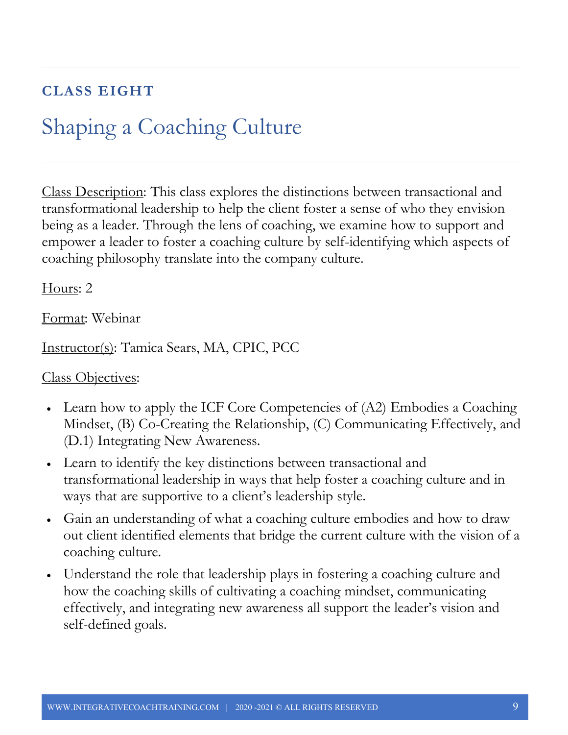**CLASS EIGHT**

# Shaping a Coaching Culture

Class Description: This class explores the distinctions between transactional and transformational leadership to help the client foster a sense of who they envision being as a leader. Through the lens of coaching, we examine how to support and empower a leader to foster a coaching culture by self-identifying which aspects of coaching philosophy translate into the company culture.

Hours: 2

Format: Webinar

Instructor(s): Tamica Sears, MA, CPIC, PCC

Class Objectives:

- Learn how to apply the ICF Core Competencies of (A2) Embodies a Coaching Mindset, (B) Co-Creating the Relationship, (C) Communicating Effectively, and (D.1) Integrating New Awareness.
- Learn to identify the key distinctions between transactional and transformational leadership in ways that help foster a coaching culture and in ways that are supportive to a client's leadership style.
- Gain an understanding of what a coaching culture embodies and how to draw out client identified elements that bridge the current culture with the vision of a coaching culture.
- Understand the role that leadership plays in fostering a coaching culture and how the coaching skills of cultivating a coaching mindset, communicating effectively, and integrating new awareness all support the leader's vision and self-defined goals.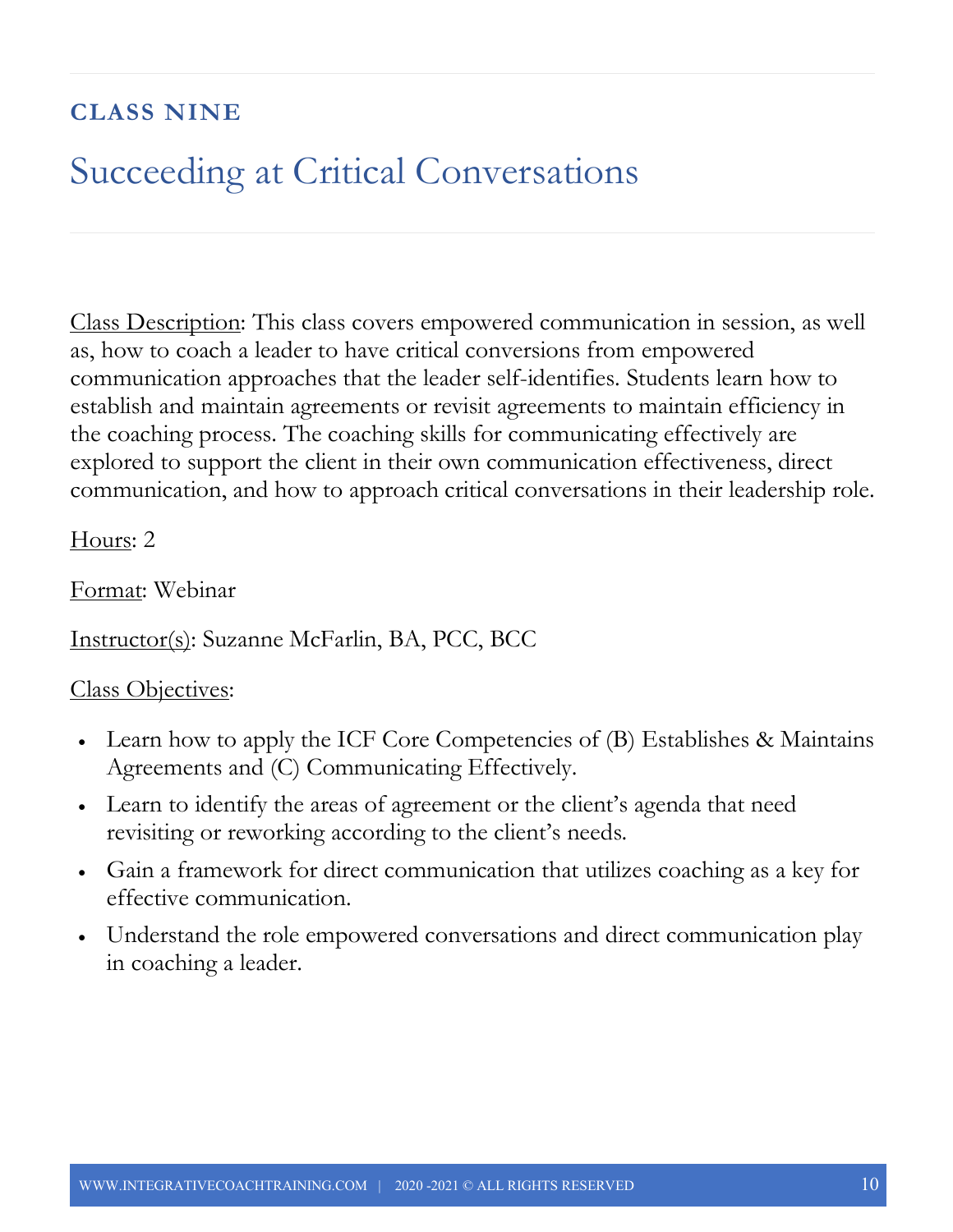## CLASS NINE

# Succeeding at Critical Conversations

Class Description: This class covers empowered communication in session, as well as, how to coach a leader to have critical conversions from empowered communication approaches that the leader self-identifies. Students learn how to establish and maintain agreements or revisit agreements to maintain efficiency in the coaching process. The coaching skills for communicating effectively are explored to support the client in their own communication effectiveness, direct communication, and how to approach critical conversations in their leadership role.

Hours: 2

Format: Webinar

Instructor(s): Suzanne McFarlin, BA, PCC, BCC

Class Objectives:

- Learn how to apply the ICF Core Competencies of (B) Establishes & Maintains Agreements and (C) Communicating Effectively.
- Learn to identify the areas of agreement or the client's agenda that need revisiting or reworking according to the client's needs.
- Gain a framework for direct communication that utilizes coaching as a key for effective communication.
- Understand the role empowered conversations and direct communication play in coaching a leader.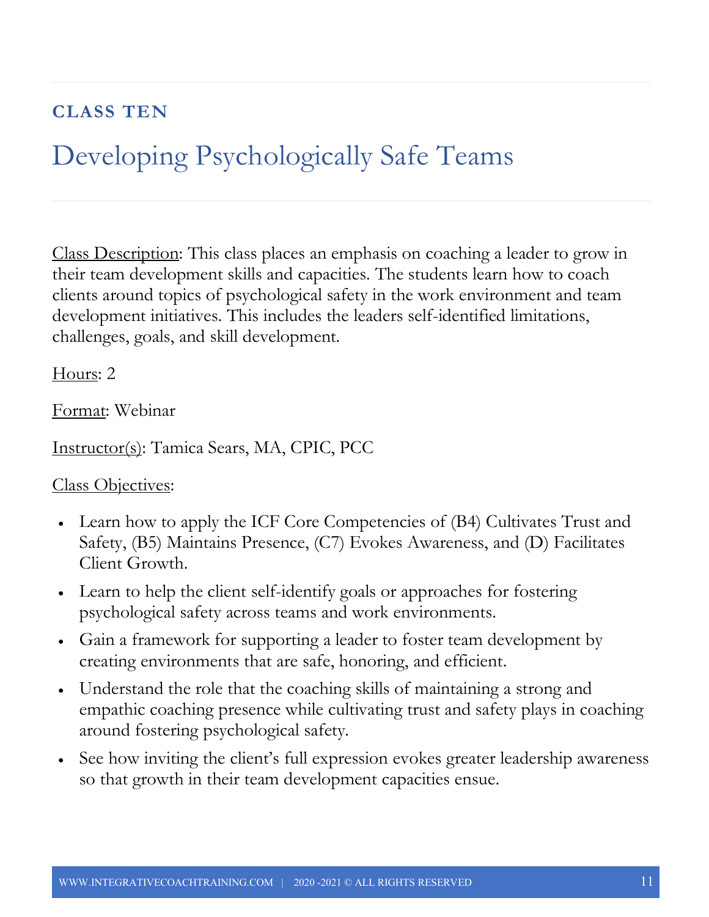## CLASS TEN

# Developing Psychologically Safe Teams

Class Description: This class places an emphasis on coaching a leader to grow in their team development skills and capacities. The students learn how to coach clients around topics of psychological safety in the work environment and team development initiatives. This includes the leaders self-identified limitations, challenges, goals, and skill development.

Hours: 2

Format: Webinar

Instructor(s): Tamica Sears, MA, CPIC, PCC

Class Objectives:

- Learn how to apply the ICF Core Competencies of (B4) Cultivates Trust and Safety, (B5) Maintains Presence, (C7) Evokes Awareness, and (D) Facilitates Client Growth.
- Learn to help the client self-identify goals or approaches for fostering psychological safety across teams and work environments.
- Gain a framework for supporting a leader to foster team development by creating environments that are safe, honoring, and efficient.
- Understand the role that the coaching skills of maintaining a strong and empathic coaching presence while cultivating trust and safety plays in coaching around fostering psychological safety.
- See how inviting the client's full expression evokes greater leadership awareness so that growth in their team development capacities ensue.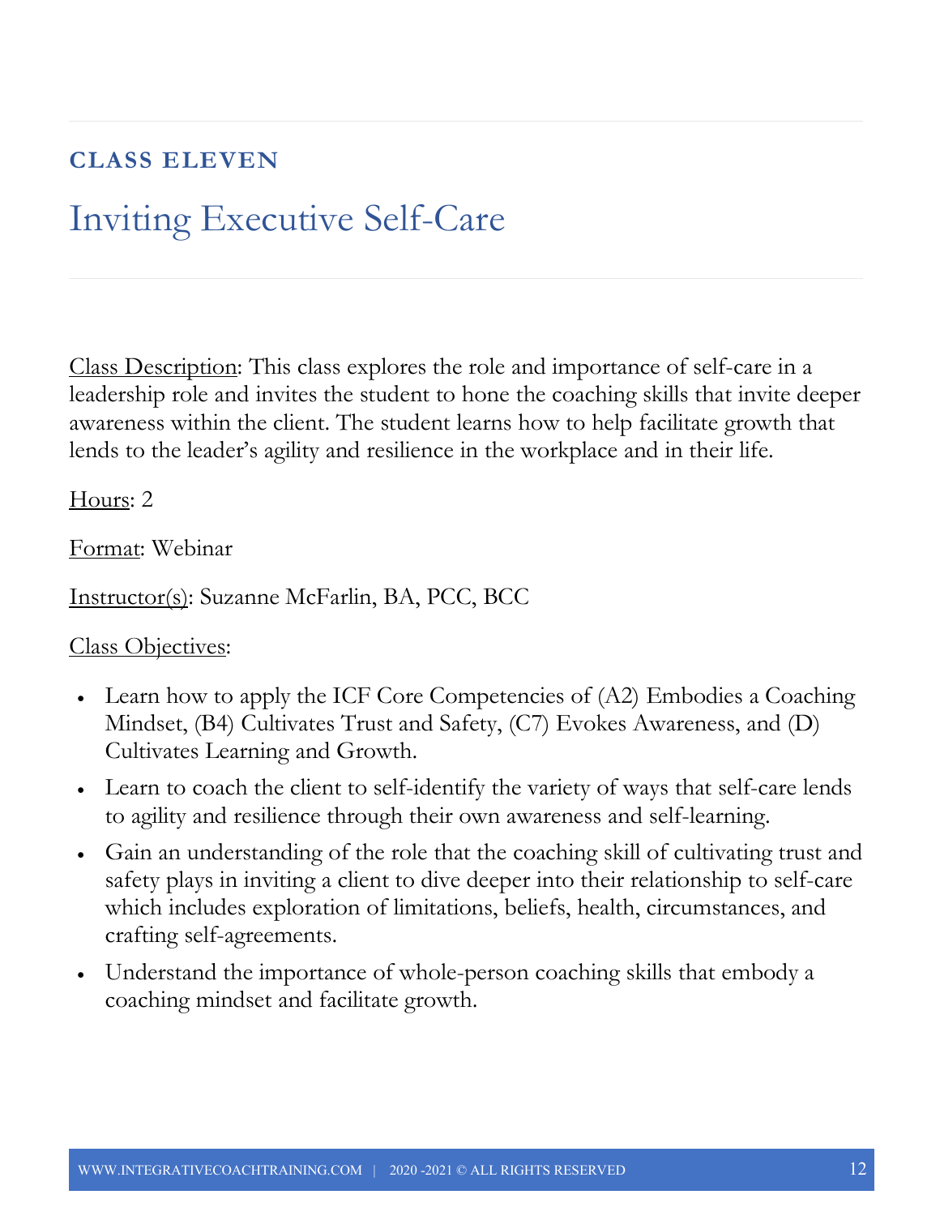## CLASS ELEVEN

# Inviting Executive Self-Care

<u>Class Description</u>: This class explores the role and importance of self-care in a leadership role and invites the student to hone the coaching skills that invite deeper awareness within the client. The student learns how to help facilitate growth that lends to the leader's agility and resilience in the workplace and in their life.

<u>Hours</u>: 2

<u>Format</u>: Webinar

<u>Instructor(s)</u>: Suzanne McFarlin, BA, PCC, BCC

<u>Class Objectives</u>:

- Learn how to apply the ICF Core Competencies of (A2) Embodies a Coaching Mindset, (B4) Cultivates Trust and Safety, (C7) Evokes Awareness, and (D) Cultivates Learning and Growth.
- Learn to coach the client to self-identify the variety of ways that self-care lends to agility and resilience through their own awareness and self-learning.
- Gain an understanding of the role that the coaching skill of cultivating trust and safety plays in inviting a client to dive deeper into their relationship to self-care which includes exploration of limitations, beliefs, health, circumstances, and crafting self-agreements.
- Understand the importance of whole-person coaching skills that embody a coaching mindset and facilitate growth.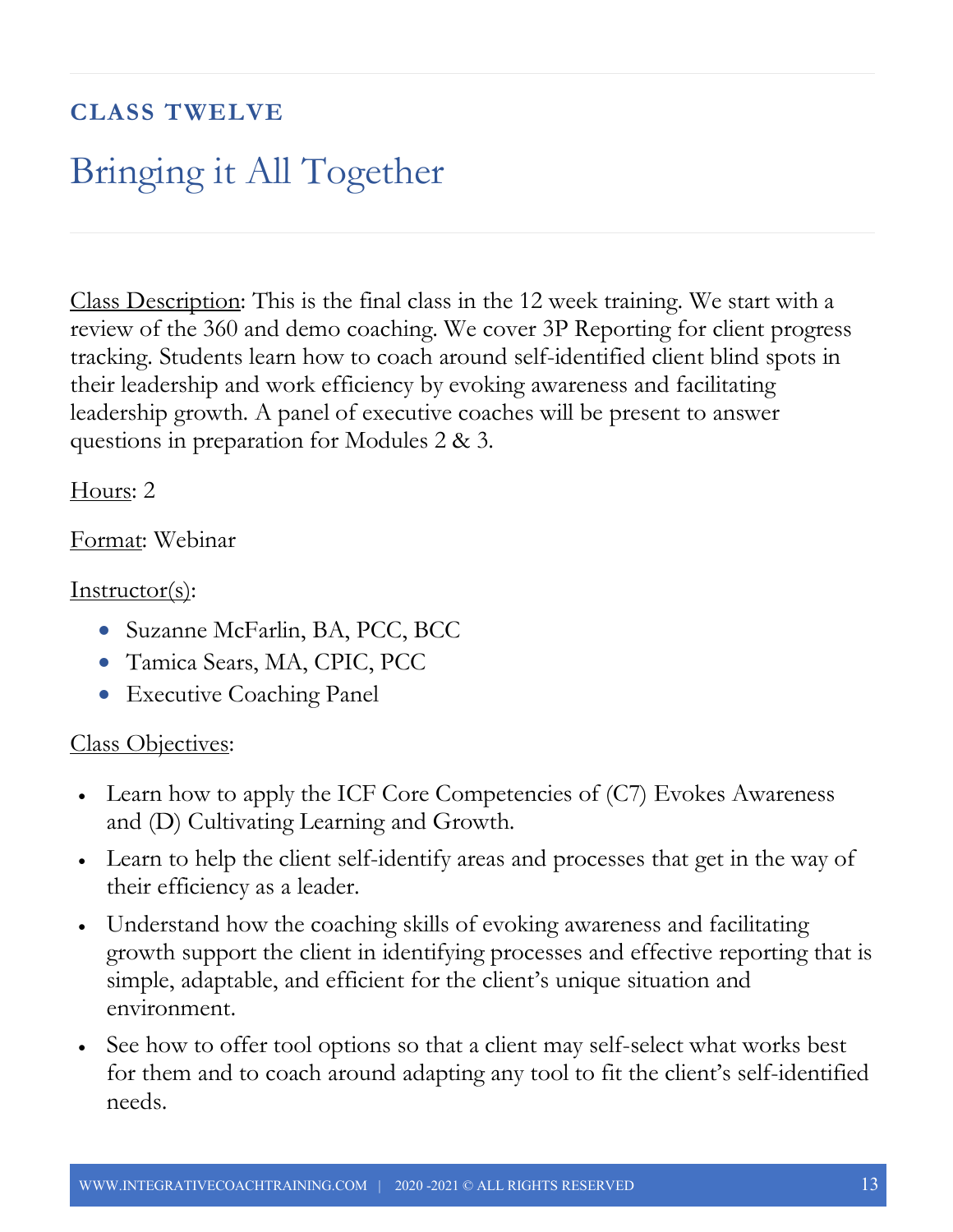## CLASS TWELVE

# Bringing it All Together

Class Description: This is the final class in the 12 week training. We start with a review of the 360 and demo coaching. We cover 3P Reporting for client progress tracking. Students learn how to coach around self-identified client blind spots in their leadership and work efficiency by evoking awareness and facilitating leadership growth. A panel of executive coaches will be present to answer questions in preparation for Modules 2 & 3.

Hours: 2

Format: Webinar

Instructor(s):

- Suzanne McFarlin, BA, PCC, BCC
- Tamica Sears, MA, CPIC, PCC
- Executive Coaching Panel

Class Objectives:

- Learn how to apply the ICF Core Competencies of (C7) Evokes Awareness and (D) Cultivating Learning and Growth.
- Learn to help the client self-identify areas and processes that get in the way of their efficiency as a leader.
- Understand how the coaching skills of evoking awareness and facilitating growth support the client in identifying processes and effective reporting that is simple, adaptable, and efficient for the client's unique situation and environment.
- See how to offer tool options so that a client may self-select what works best for them and to coach around adapting any tool to fit the client's self-identified needs.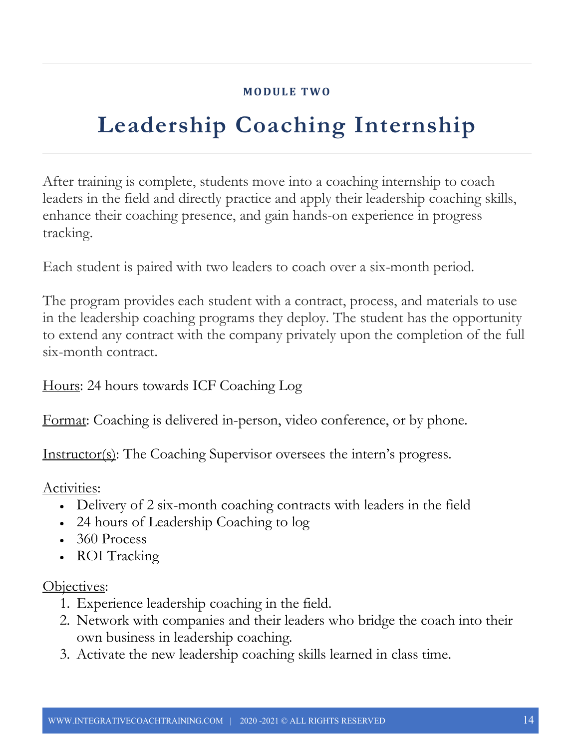**MODULE TWO**

# Leadership Coaching Internship

After training is complete, students move into a coaching internship to coach leaders in the field and directly practice and apply their leadership coaching skills, enhance their coaching presence, and gain hands-on experience in progress tracking.

Each student is paired with two leaders to coach over a six-month period.

The program provides each student with a contract, process, and materials to use in the leadership coaching programs they deploy. The student has the opportunity to extend any contract with the company privately upon the completion of the full six-month contract.

<u>Hours</u>: 24 hours towards ICF Coaching Log

<u>Format</u>: Coaching is delivered in-person, video conference, or by phone.

<u>Instructor(s)</u>: The Coaching Supervisor oversees the intern's progress.

<u>Activities</u>:

- Delivery of 2 six-month coaching contracts with leaders in the field
- 24 hours of Leadership Coaching to log
- 360 Process
- ROI Tracking

<u>Objectives</u>:

1. Experience leadership coaching in the field.
2. Network with companies and their leaders who bridge the coach into their own business in leadership coaching.
3. Activate the new leadership coaching skills learned in class time.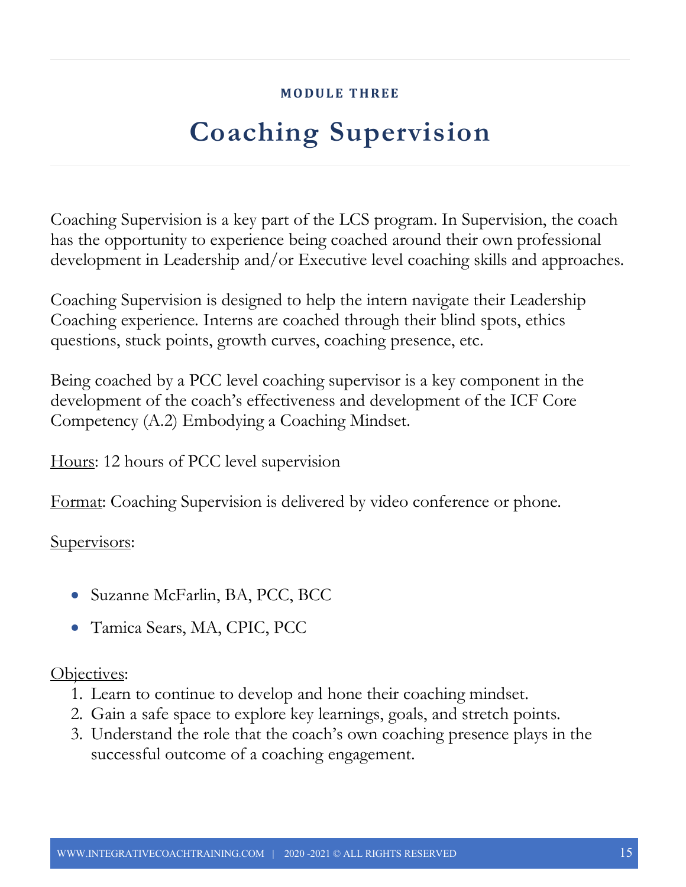MODULE THREE

# Coaching Supervision

Coaching Supervision is a key part of the LCS program. In Supervision, the coach has the opportunity to experience being coached around their own professional development in Leadership and/or Executive level coaching skills and approaches.

Coaching Supervision is designed to help the intern navigate their Leadership Coaching experience. Interns are coached through their blind spots, ethics questions, stuck points, growth curves, coaching presence, etc.

Being coached by a PCC level coaching supervisor is a key component in the development of the coach's effectiveness and development of the ICF Core Competency (A.2) Embodying a Coaching Mindset.

Hours: 12 hours of PCC level supervision

Format: Coaching Supervision is delivered by video conference or phone.

Supervisors:

- Suzanne McFarlin, BA, PCC, BCC
- Tamica Sears, MA, CPIC, PCC

Objectives:

1. Learn to continue to develop and hone their coaching mindset.
2. Gain a safe space to explore key learnings, goals, and stretch points.
3. Understand the role that the coach's own coaching presence plays in the successful outcome of a coaching engagement.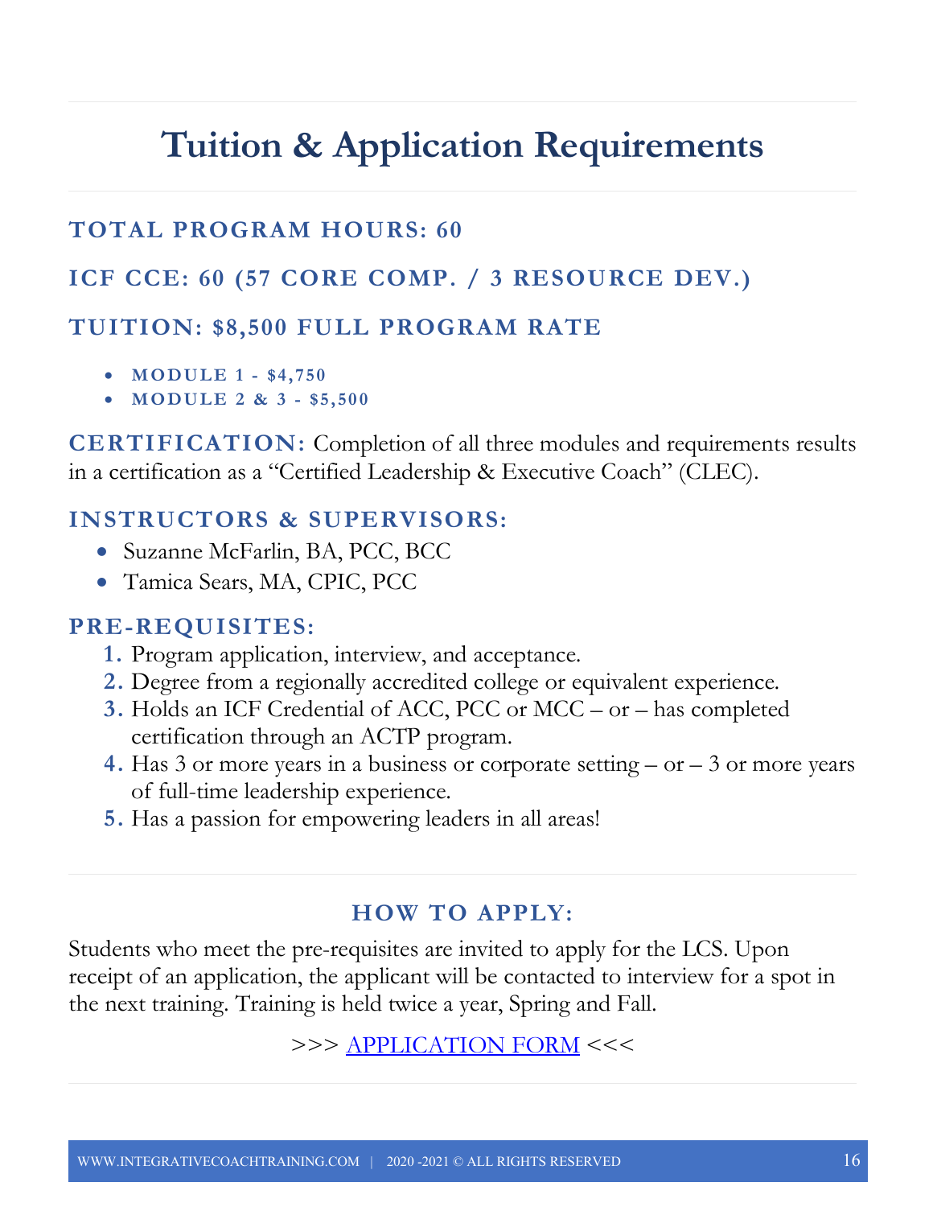# Tuition & Application Requirements

### TOTAL PROGRAM HOURS: 60

### ICF CCE: 60 (57 CORE COMP. / 3 RESOURCE DEV.)

### TUITION: $8,500 FULL PROGRAM RATE

- **MODULE 1 - $4,750**
- **MODULE 2 & 3 - $5,500**

**CERTIFICATION:** Completion of all three modules and requirements results in a certification as a "Certified Leadership & Executive Coach" (CLEC).

### INSTRUCTORS & SUPERVISORS:

- Suzanne McFarlin, BA, PCC, BCC
- Tamica Sears, MA, CPIC, PCC

### PRE-REQUISITES:

1. Program application, interview, and acceptance.
2. Degree from a regionally accredited college or equivalent experience.
3. Holds an ICF Credential of ACC, PCC or MCC – or – has completed certification through an ACTP program.
4. Has 3 or more years in a business or corporate setting – or – 3 or more years of full-time leadership experience.
5. Has a passion for empowering leaders in all areas!

### HOW TO APPLY:

Students who meet the pre-requisites are invited to apply for the LCS. Upon receipt of an application, the applicant will be contacted to interview for a spot in the next training. Training is held twice a year, Spring and Fall.

>>> APPLICATION FORM <<<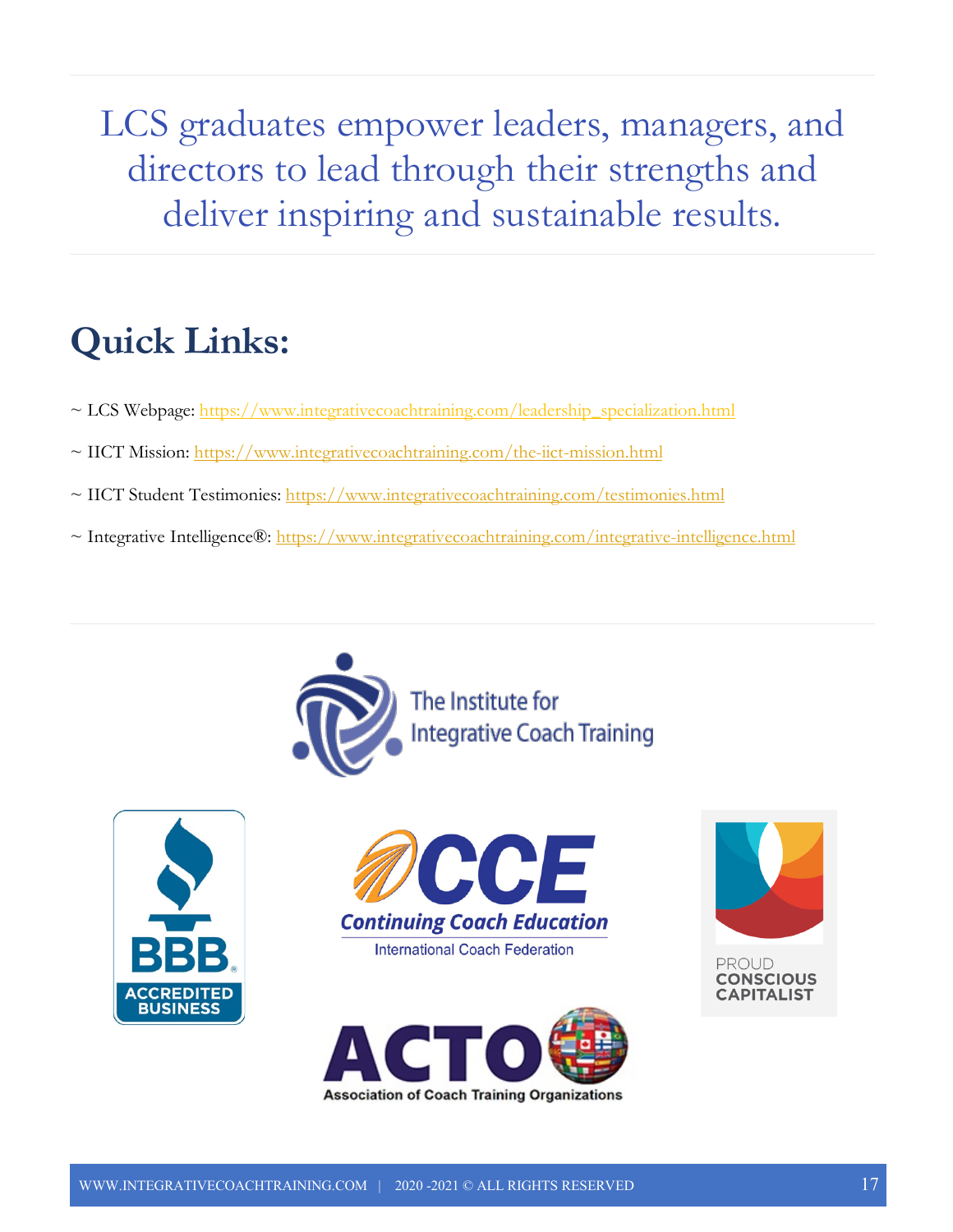LCS graduates empower leaders, managers, and directors to lead through their strengths and deliver inspiring and sustainable results.

## Quick Links:

~ LCS Webpage: https://www.integrativecoachtraining.com/leadership_specialization.html

~ IICT Mission: https://www.integrativecoachtraining.com/the-iict-mission.html

~ IICT Student Testimonies: https://www.integrativecoachtraining.com/testimonies.html

~ Integrative Intelligence®: https://www.integrativecoachtraining.com/integrative-intelligence.html

The Institute for Integrative Coach Training

BBB ACCREDITED BUSINESS

CCE Continuing Coach Education
International Coach Federation

PROUD CONSCIOUS CAPITALIST

ACTO Association of Coach Training Organizations